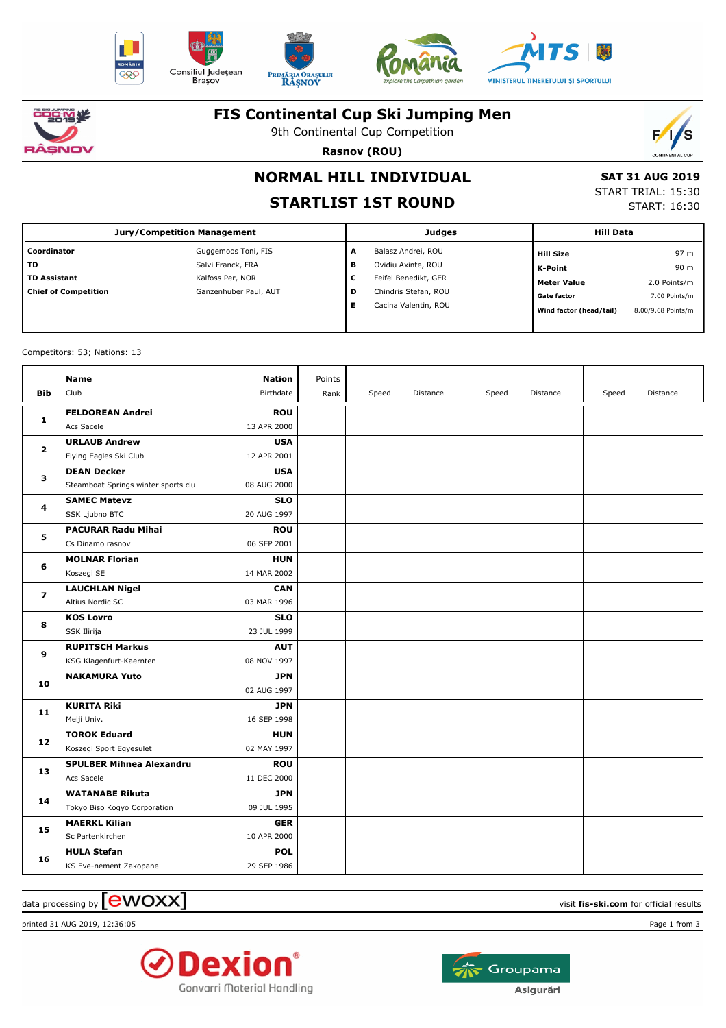# FIS Continental Cup Ski Jumping Men

9th Continental Cup Competition

**Rasnov (ROU)**

## NORMAL HILL INDIVIDUAL

## STARTLIST 1ST ROUND

**SAT 31 AUG 2019**
START TRIAL: 15:30
START: 16:30

| Jury/Competition Management | | Judges | | Hill Data | |
|---|---|---|---|---|---|
| **Coordinator** | Guggemoos Toni, FIS | **A** | Balasz Andrei, ROU | **Hill Size** | 97 m |
| **TD** | Salvi Franck, FRA | **B** | Ovidiu Axinte, ROU | **K-Point** | 90 m |
| **TD Assistant** | Kalfoss Per, NOR | **C** | Feifel Benedikt, GER | **Meter Value** | 2.0 Points/m |
| **Chief of Competition** | Ganzenhuber Paul, AUT | **D** | Chindris Stefan, ROU | **Gate factor** | 7.00 Points/m |
| | | **E** | Cacina Valentin, ROU | **Wind factor (head/tail)** | 8.00/9.68 Points/m |

Competitors: 53; Nations: 13

| Bib | Name / Club | Nation / Birthdate | Points / Rank | Speed | Distance | Speed | Distance | Speed | Distance |
|---|---|---|---|---|---|---|---|---|---|
| 1 | **FELDOREAN Andrei** / Acs Sacele | **ROU** / 13 APR 2000 | | | | | | | |
| 2 | **URLAUB Andrew** / Flying Eagles Ski Club | **USA** / 12 APR 2001 | | | | | | | |
| 3 | **DEAN Decker** / Steamboat Springs winter sports clu | **USA** / 08 AUG 2000 | | | | | | | |
| 4 | **SAMEC Matevz** / SSK Ljubno BTC | **SLO** / 20 AUG 1997 | | | | | | | |
| 5 | **PACURAR Radu Mihai** / Cs Dinamo rasnov | **ROU** / 06 SEP 2001 | | | | | | | |
| 6 | **MOLNAR Florian** / Koszegi SE | **HUN** / 14 MAR 2002 | | | | | | | |
| 7 | **LAUCHLAN Nigel** / Altius Nordic SC | **CAN** / 03 MAR 1996 | | | | | | | |
| 8 | **KOS Lovro** / SSK Ilirija | **SLO** / 23 JUL 1999 | | | | | | | |
| 9 | **RUPITSCH Markus** / KSG Klagenfurt-Kaernten | **AUT** / 08 NOV 1997 | | | | | | | |
| 10 | **NAKAMURA Yuto** | **JPN** / 02 AUG 1997 | | | | | | | |
| 11 | **KURITA Riki** / Meiji Univ. | **JPN** / 16 SEP 1998 | | | | | | | |
| 12 | **TOROK Eduard** / Koszegi Sport Egyesulet | **HUN** / 02 MAY 1997 | | | | | | | |
| 13 | **SPULBER Mihnea Alexandru** / Acs Sacele | **ROU** / 11 DEC 2000 | | | | | | | |
| 14 | **WATANABE Rikuta** / Tokyo Biso Kogyo Corporation | **JPN** / 09 JUL 1995 | | | | | | | |
| 15 | **MAERKL Kilian** / Sc Partenkirchen | **GER** / 10 APR 2000 | | | | | | | |
| 16 | **HULA Stefan** / KS Eve-nement Zakopane | **POL** / 29 SEP 1986 | | | | | | | |

data processing by ewoxx — visit **fis-ski.com** for official results

printed 31 AUG 2019, 12:36:05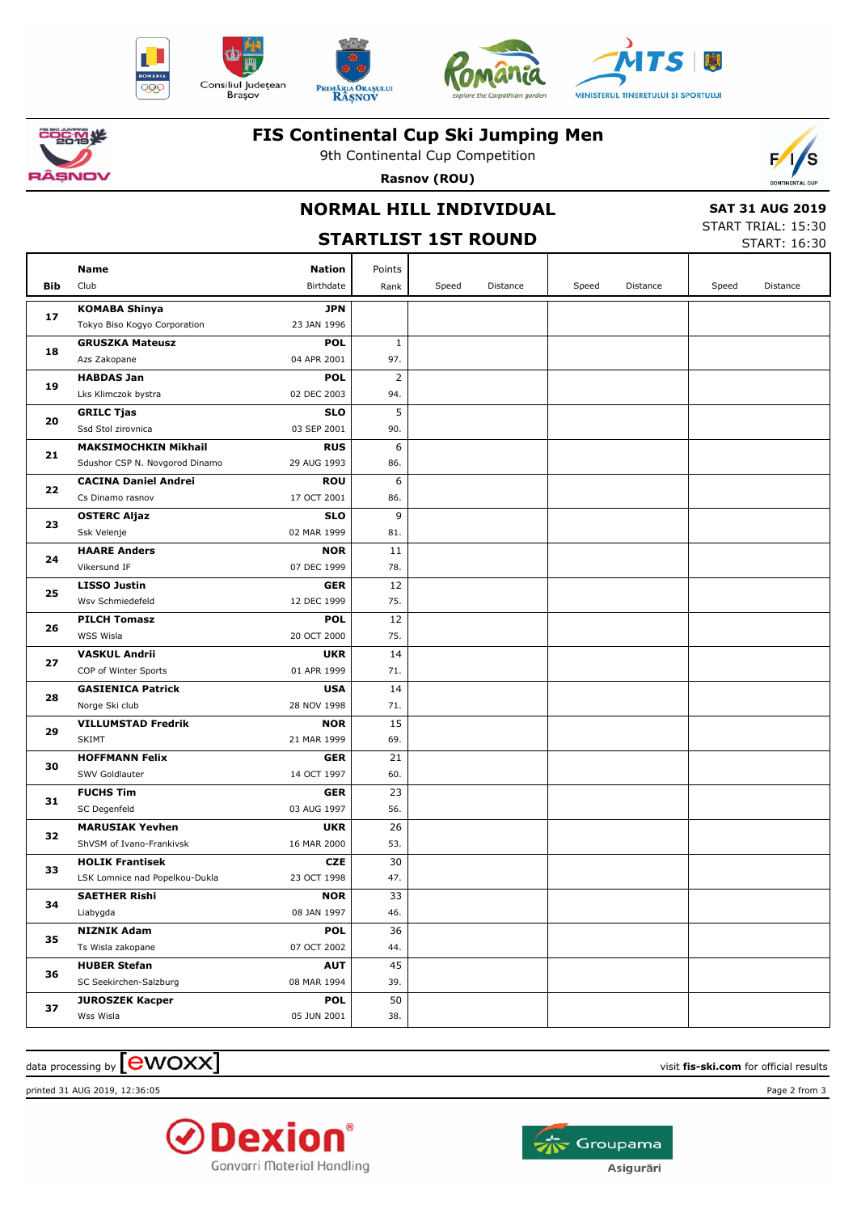# FIS Continental Cup Ski Jumping Men

9th Continental Cup Competition

**Rasnov (ROU)**

## NORMAL HILL INDIVIDUAL

## STARTLIST 1ST ROUND

**SAT 31 AUG 2019**
START TRIAL: 15:30
START: 16:30

| Bib | Name / Club | Nation / Birthdate | Points / Rank | Speed | Distance | Speed | Distance | Speed | Distance |
|---|---|---|---|---|---|---|---|---|---|
| 17 | **KOMABA Shinya** / Tokyo Biso Kogyo Corporation | **JPN** / 23 JAN 1996 | | | | | | | |
| 18 | **GRUSZKA Mateusz** / Azs Zakopane | **POL** / 04 APR 2001 | 1 / 97. | | | | | | |
| 19 | **HABDAS Jan** / Lks Klimczok bystra | **POL** / 02 DEC 2003 | 2 / 94. | | | | | | |
| 20 | **GRILC Tjas** / Ssd Stol zirovnica | **SLO** / 03 SEP 2001 | 5 / 90. | | | | | | |
| 21 | **MAKSIMOCHKIN Mikhail** / Sdushor CSP N. Novgorod Dinamo | **RUS** / 29 AUG 1993 | 6 / 86. | | | | | | |
| 22 | **CACINA Daniel Andrei** / Cs Dinamo rasnov | **ROU** / 17 OCT 2001 | 6 / 86. | | | | | | |
| 23 | **OSTERC Aljaz** / Ssk Velenje | **SLO** / 02 MAR 1999 | 9 / 81. | | | | | | |
| 24 | **HAARE Anders** / Vikersund IF | **NOR** / 07 DEC 1999 | 11 / 78. | | | | | | |
| 25 | **LISSO Justin** / Wsv Schmiedefeld | **GER** / 12 DEC 1999 | 12 / 75. | | | | | | |
| 26 | **PILCH Tomasz** / WSS Wisla | **POL** / 20 OCT 2000 | 12 / 75. | | | | | | |
| 27 | **VASKUL Andrii** / COP of Winter Sports | **UKR** / 01 APR 1999 | 14 / 71. | | | | | | |
| 28 | **GASIENICA Patrick** / Norge Ski club | **USA** / 28 NOV 1998 | 14 / 71. | | | | | | |
| 29 | **VILLUMSTAD Fredrik** / SKIMT | **NOR** / 21 MAR 1999 | 15 / 69. | | | | | | |
| 30 | **HOFFMANN Felix** / SWV Goldlauter | **GER** / 14 OCT 1997 | 21 / 60. | | | | | | |
| 31 | **FUCHS Tim** / SC Degenfeld | **GER** / 03 AUG 1997 | 23 / 56. | | | | | | |
| 32 | **MARUSIAK Yevhen** / ShVSM of Ivano-Frankivsk | **UKR** / 16 MAR 2000 | 26 / 53. | | | | | | |
| 33 | **HOLIK Frantisek** / LSK Lomnice nad Popelkou-Dukla | **CZE** / 23 OCT 1998 | 30 / 47. | | | | | | |
| 34 | **SAETHER Rishi** / Liabygda | **NOR** / 08 JAN 1997 | 33 / 46. | | | | | | |
| 35 | **NIZNIK Adam** / Ts Wisla zakopane | **POL** / 07 OCT 2002 | 36 / 44. | | | | | | |
| 36 | **HUBER Stefan** / SC Seekirchen-Salzburg | **AUT** / 08 MAR 1994 | 45 / 39. | | | | | | |
| 37 | **JUROSZEK Kacper** / Wss Wisla | **POL** / 05 JUN 2001 | 50 / 38. | | | | | | |

data processing by [ewoxx]

visit **fis-ski.com** for official results

printed 31 AUG 2019, 12:36:05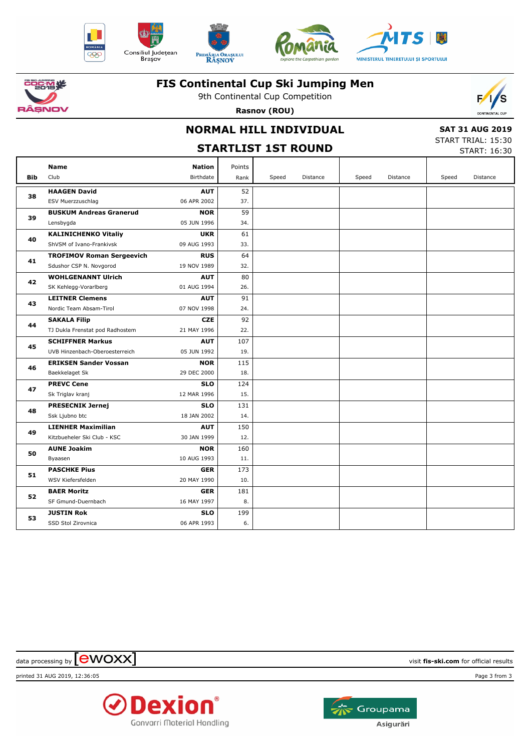# FIS Continental Cup Ski Jumping Men

9th Continental Cup Competition

**Rasnov (ROU)**

## NORMAL HILL INDIVIDUAL

## STARTLIST 1ST ROUND

**SAT 31 AUG 2019**
START TRIAL: 15:30
START: 16:30

| Bib | Name / Club | Nation / Birthdate | Points / Rank | Speed | Distance | Speed | Distance | Speed | Distance |
|---|---|---|---|---|---|---|---|---|---|
| 38 | **HAAGEN David**<br>ESV Muerzzuschlag | **AUT**<br>06 APR 2002 | 52<br>37. | | | | | | |
| 39 | **BUSKUM Andreas Granerud**<br>Lensbygda | **NOR**<br>05 JUN 1996 | 59<br>34. | | | | | | |
| 40 | **KALINICHENKO Vitaliy**<br>ShVSM of Ivano-Frankivsk | **UKR**<br>09 AUG 1993 | 61<br>33. | | | | | | |
| 41 | **TROFIMOV Roman Sergeevich**<br>Sdushor CSP N. Novgorod | **RUS**<br>19 NOV 1989 | 64<br>32. | | | | | | |
| 42 | **WOHLGENANNT Ulrich**<br>SK Kehlegg-Vorarlberg | **AUT**<br>01 AUG 1994 | 80<br>26. | | | | | | |
| 43 | **LEITNER Clemens**<br>Nordic Team Absam-Tirol | **AUT**<br>07 NOV 1998 | 91<br>24. | | | | | | |
| 44 | **SAKALA Filip**<br>TJ Dukla Frenstat pod Radhostem | **CZE**<br>21 MAY 1996 | 92<br>22. | | | | | | |
| 45 | **SCHIFFNER Markus**<br>UVB Hinzenbach-Oberoesterreich | **AUT**<br>05 JUN 1992 | 107<br>19. | | | | | | |
| 46 | **ERIKSEN Sander Vossan**<br>Baekkelaget Sk | **NOR**<br>29 DEC 2000 | 115<br>18. | | | | | | |
| 47 | **PREVC Cene**<br>Sk Triglav kranj | **SLO**<br>12 MAR 1996 | 124<br>15. | | | | | | |
| 48 | **PRESECNIK Jernej**<br>Ssk Ljubno btc | **SLO**<br>18 JAN 2002 | 131<br>14. | | | | | | |
| 49 | **LIENHER Maximilian**<br>Kitzbueheler Ski Club - KSC | **AUT**<br>30 JAN 1999 | 150<br>12. | | | | | | |
| 50 | **AUNE Joakim**<br>Byaasen | **NOR**<br>10 AUG 1993 | 160<br>11. | | | | | | |
| 51 | **PASCHKE Pius**<br>WSV Kiefersfelden | **GER**<br>20 MAY 1990 | 173<br>10. | | | | | | |
| 52 | **BAER Moritz**<br>SF Gmund-Duernbach | **GER**<br>16 MAY 1997 | 181<br>8. | | | | | | |
| 53 | **JUSTIN Rok**<br>SSD Stol Zirovnica | **SLO**<br>06 APR 1993 | 199<br>6. | | | | | | |

data processing by ewoxx — visit **fis-ski.com** for official results

printed 31 AUG 2019, 12:36:05